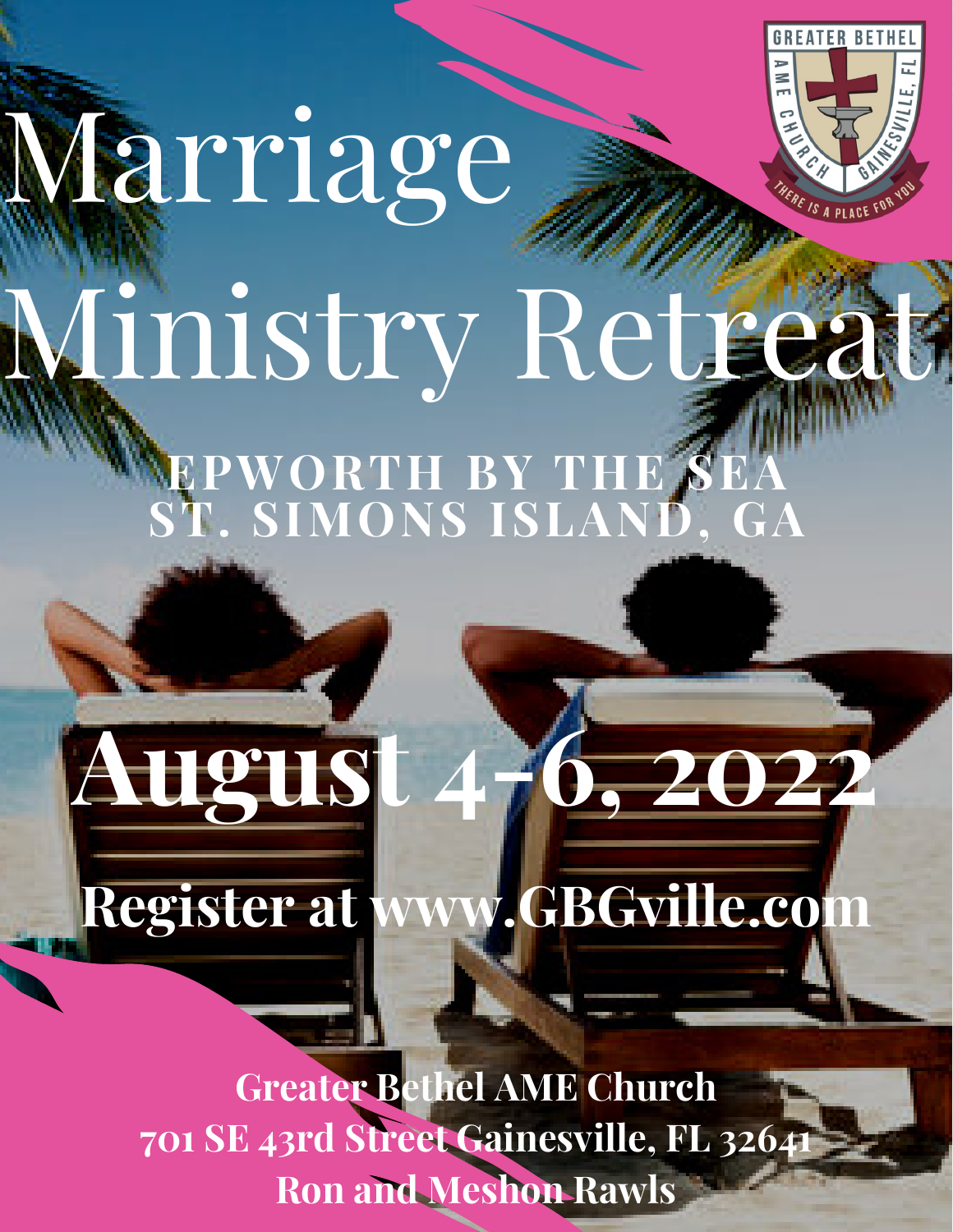# Marriage Ministry Retreat

## EPWORTH BY THE SEA
## ST. SIMONS ISLAND, GA

# August 4-6, 2022

## Register at www.GBGville.com

**Greater Bethel AME Church**
**701 SE 43rd Street Gainesville, FL 32641**
**Ron and Meshon Rawls**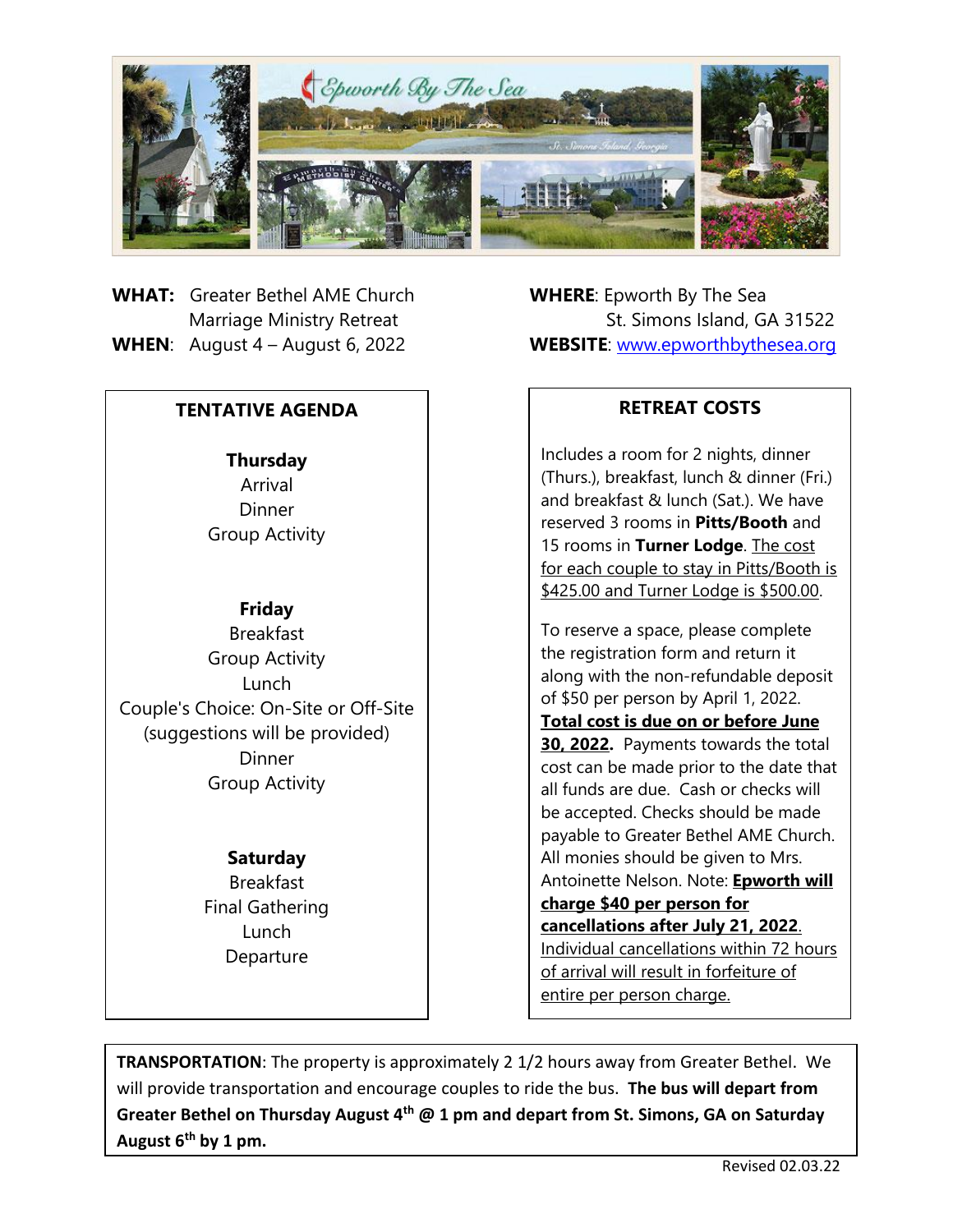**WHAT:** Greater Bethel AME Church
Marriage Ministry Retreat

**WHEN**: August 4 – August 6, 2022

**WHERE**: Epworth By The Sea
St. Simons Island, GA 31522

**WEBSITE**: www.epworthbythesea.org

## TENTATIVE AGENDA

**Thursday**
Arrival
Dinner
Group Activity

**Friday**
Breakfast
Group Activity
Lunch
Couple's Choice: On-Site or Off-Site
(suggestions will be provided)
Dinner
Group Activity

**Saturday**
Breakfast
Final Gathering
Lunch
Departure

## RETREAT COSTS

Includes a room for 2 nights, dinner (Thurs.), breakfast, lunch & dinner (Fri.) and breakfast & lunch (Sat.). We have reserved 3 rooms in **Pitts/Booth** and 15 rooms in **Turner Lodge**. The cost for each couple to stay in Pitts/Booth is $425.00 and Turner Lodge is $500.00.

To reserve a space, please complete the registration form and return it along with the non-refundable deposit of $50 per person by April 1, 2022. **Total cost is due on or before June 30, 2022.** Payments towards the total cost can be made prior to the date that all funds are due. Cash or checks will be accepted. Checks should be made payable to Greater Bethel AME Church. All monies should be given to Mrs. Antoinette Nelson. Note: **Epworth will charge $40 per person for cancellations after July 21, 2022**. Individual cancellations within 72 hours of arrival will result in forfeiture of entire per person charge.

**TRANSPORTATION**: The property is approximately 2 1/2 hours away from Greater Bethel. We will provide transportation and encourage couples to ride the bus. **The bus will depart from Greater Bethel on Thursday August 4th @ 1 pm and depart from St. Simons, GA on Saturday August 6th by 1 pm.**

Revised 02.03.22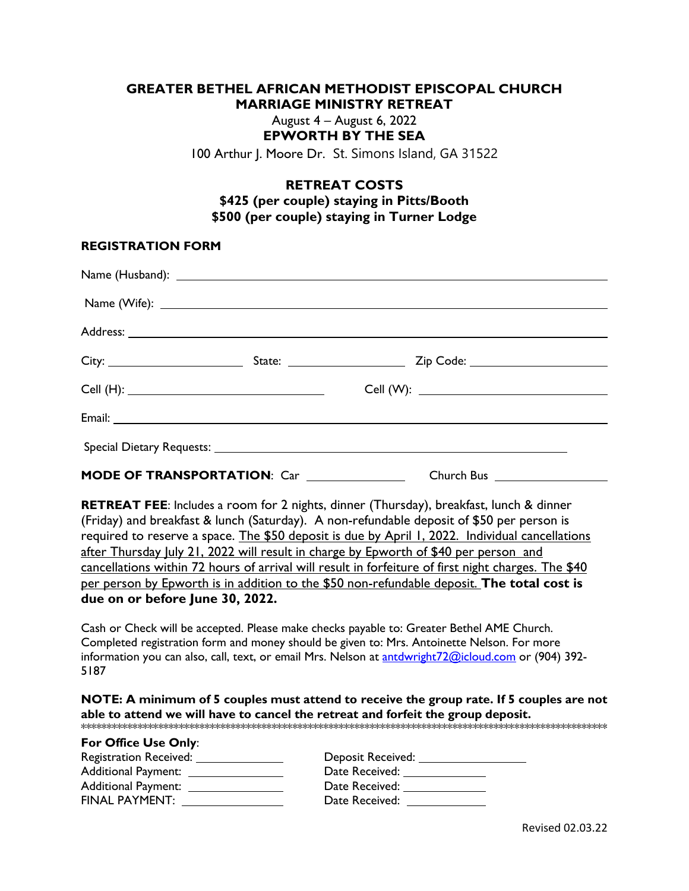# GREATER BETHEL AFRICAN METHODIST EPISCOPAL CHURCH
# MARRIAGE MINISTRY RETREAT

August 4 – August 6, 2022

**EPWORTH BY THE SEA**

100 Arthur J. Moore Dr. St. Simons Island, GA 31522

## RETREAT COSTS

**$425 (per couple) staying in Pitts/Booth**

**$500 (per couple) staying in Turner Lodge**

## REGISTRATION FORM

Name (Husband): ____________________________________________

Name (Wife): ____________________________________________

Address: ____________________________________________

City: ______________ State: ______________ Zip Code: ______________

Cell (H): ______________________ Cell (W): ______________________

Email: ____________________________________________

Special Dietary Requests: ____________________________________________

**MODE OF TRANSPORTATION**: Car ____________ Church Bus ____________

**RETREAT FEE**: Includes a room for 2 nights, dinner (Thursday), breakfast, lunch & dinner (Friday) and breakfast & lunch (Saturday). A non-refundable deposit of $50 per person is required to reserve a space. <u>The $50 deposit is due by April 1, 2022. Individual cancellations after Thursday July 21, 2022 will result in charge by Epworth of $40 per person and cancellations within 72 hours of arrival will result in forfeiture of first night charges. The $40 per person by Epworth is in addition to the $50 non-refundable deposit.</u> **The total cost is due on or before June 30, 2022.**

Cash or Check will be accepted. Please make checks payable to: Greater Bethel AME Church. Completed registration form and money should be given to: Mrs. Antoinette Nelson. For more information you can also, call, text, or email Mrs. Nelson at antdwright72@icloud.com or (904) 392-5187

**NOTE: A minimum of 5 couples must attend to receive the group rate. If 5 couples are not able to attend we will have to cancel the retreat and forfeit the group deposit.**

\*\*\*\*\*\*\*\*\*\*\*\*\*\*\*\*\*\*\*\*\*\*\*\*\*\*\*\*\*\*\*\*\*\*\*\*\*\*\*\*\*\*\*\*\*\*\*\*\*\*\*\*\*\*\*\*\*\*\*\*\*\*\*\*\*\*\*\*\*\*\*\*\*\*\*\*\*\*\*\*\*\*

**For Office Use Only**:

| | |
|---|---|
| Registration Received: ____________ | Deposit Received: ____________ |
| Additional Payment: ____________ | Date Received: ____________ |
| Additional Payment: ____________ | Date Received: ____________ |
| FINAL PAYMENT: ____________ | Date Received: ____________ |

Revised 02.03.22